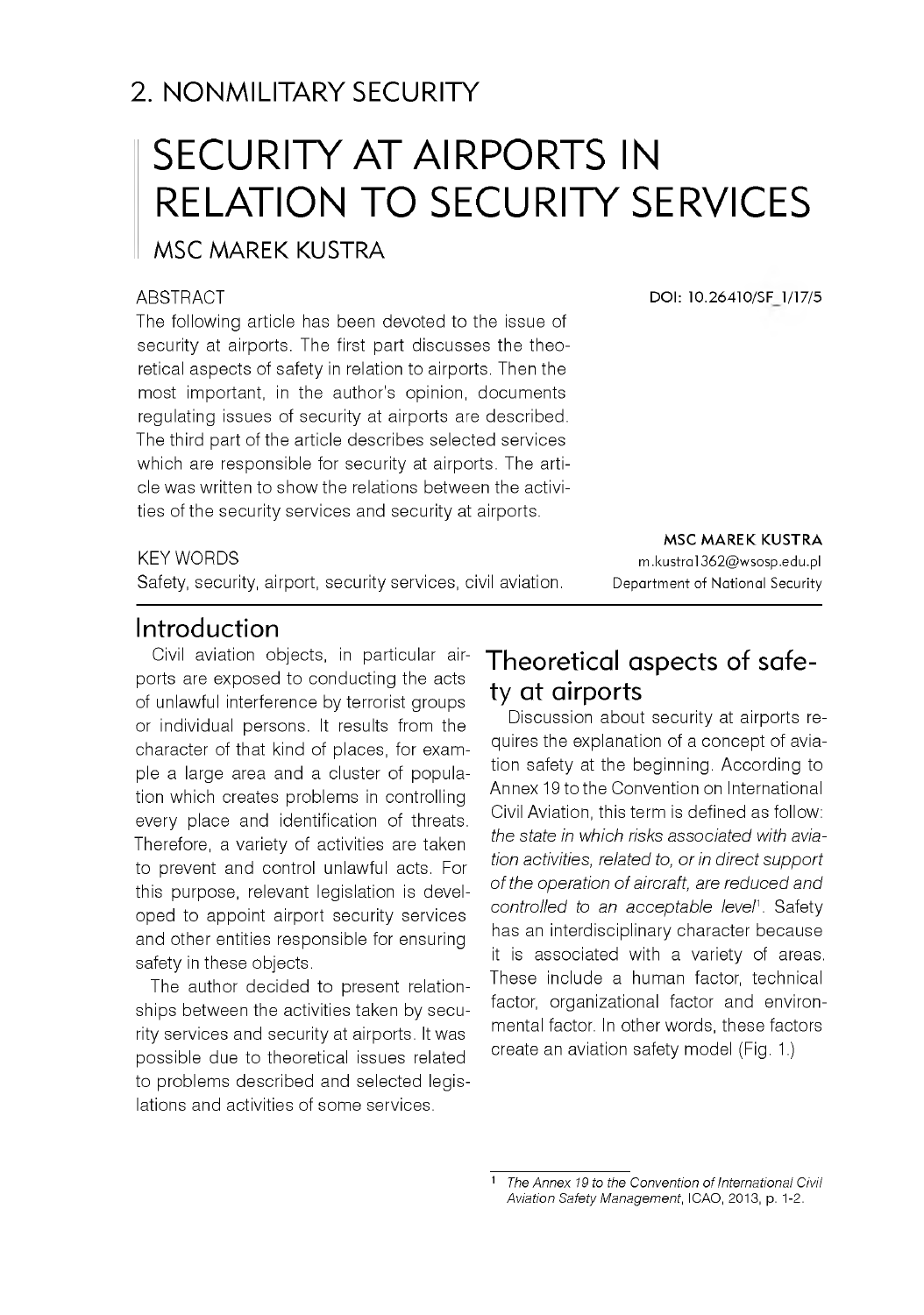## 2. NONMILITARY SECURITY

# SECURITY AT AIRPORTS IN RELATION TO SECURITY SERVICES

MSC MAREK KUSTRA

DOI: 10.26410/SF_1/17/5

ABSTRACT

The following article has been devoted to the issue of security at airports. The first part discusses the theoretical aspects of safety in relation to airports. Then the most important, in the author's opinion, documents regulating issues of security at airports are described. The third part of the article describes selected services which are responsible for security at airports. The article was written to show the relations between the activities of the security services and security at airports.

KEY WORDS

Safety, security, airport, security services, civil aviation.

**MSC MAREK KUSTRA**
m.kustra1362@wsosp.edu.pl
Department of National Security

## Introduction

Civil aviation objects, in particular airports are exposed to conducting the acts of unlawful interference by terrorist groups or individual persons. It results from the character of that kind of places, for example a large area and a cluster of population which creates problems in controlling every place and identification of threats. Therefore, a variety of activities are taken to prevent and control unlawful acts. For this purpose, relevant legislation is developed to appoint airport security services and other entities responsible for ensuring safety in these objects.

The author decided to present relationships between the activities taken by security services and security at airports. It was possible due to theoretical issues related to problems described and selected legislations and activities of some services.

## Theoretical aspects of safety at airports

Discussion about security at airports requires the explanation of a concept of aviation safety at the beginning. According to Annex 19 to the Convention on International Civil Aviation, this term is defined as follow: *the state in which risks associated with aviation activities, related to, or in direct support of the operation of aircraft, are reduced and controlled to an acceptable level*[1]. Safety has an interdisciplinary character because it is associated with a variety of areas. These include a human factor, technical factor, organizational factor and environmental factor. In other words, these factors create an aviation safety model (Fig. 1.)

[1] *The Annex 19 to the Convention of International Civil Aviation Safety Management*, ICAO, 2013, p. 1-2.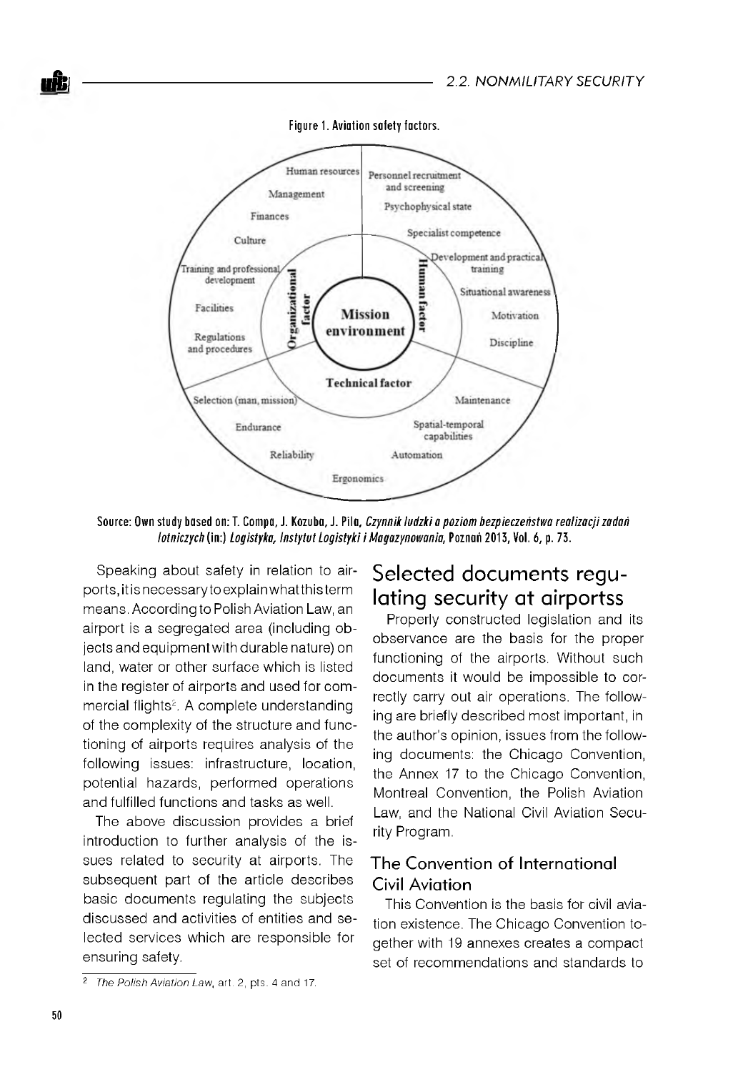Figure 1. Aviation safety factors.

Source: Own study based on: T. Compa, J. Kozuba, J. Pila, *Czynnik ludzki a poziom bezpieczeństwa realizacji zadań lotniczych* (in:) *Logistyka, Instytut Logistyki i Magazynowania*, Poznań 2013, Vol. 6, p. 73.

Speaking about safety in relation to airports, it is necessary to explain what this term means. According to Polish Aviation Law, an airport is a segregated area (including objects and equipment with durable nature) on land, water or other surface which is listed in the register of airports and used for commercial flights[2]. A complete understanding of the complexity of the structure and functioning of airports requires analysis of the following issues: infrastructure, location, potential hazards, performed operations and fulfilled functions and tasks as well.

The above discussion provides a brief introduction to further analysis of the issues related to security at airports. The subsequent part of the article describes basic documents regulating the subjects discussed and activities of entities and selected services which are responsible for ensuring safety.

[2] *The Polish Aviation Law*, art. 2, pts. 4 and 17.

## Selected documents regulating security at airportss

Properly constructed legislation and its observance are the basis for the proper functioning of the airports. Without such documents it would be impossible to correctly carry out air operations. The following are briefly described most important, in the author's opinion, issues from the following documents: the Chicago Convention, the Annex 17 to the Chicago Convention, Montreal Convention, the Polish Aviation Law, and the National Civil Aviation Security Program.

### The Convention of International Civil Aviation

This Convention is the basis for civil aviation existence. The Chicago Convention together with 19 annexes creates a compact set of recommendations and standards to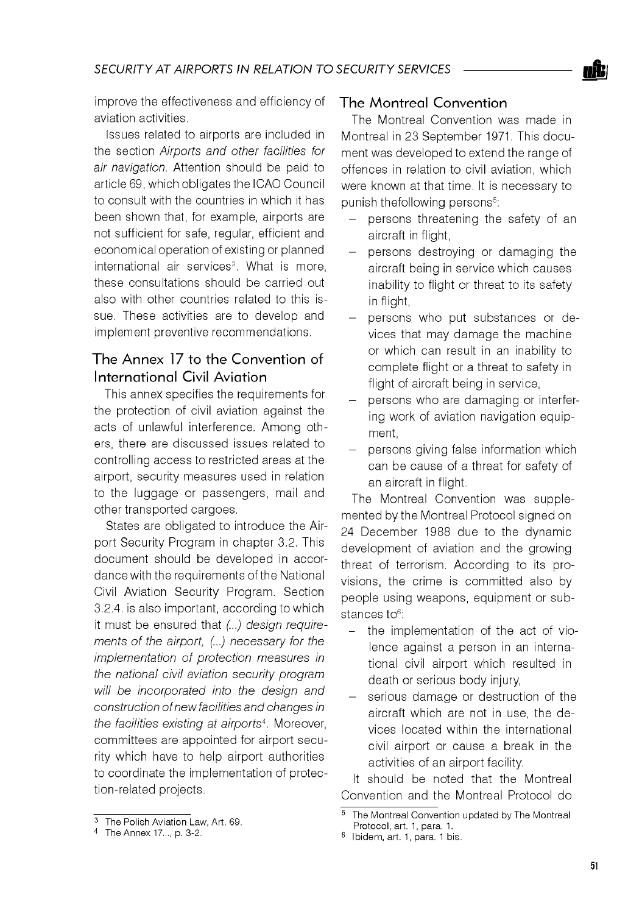improve the effectiveness and efficiency of aviation activities.

Issues related to airports are included in the section *Airports and other facilities for air navigation*. Attention should be paid to article 69, which obligates the ICAO Council to consult with the countries in which it has been shown that, for example, airports are not sufficient for safe, regular, efficient and economical operation of existing or planned international air services[3]. What is more, these consultations should be carried out also with other countries related to this issue. These activities are to develop and implement preventive recommendations.

## The Annex 17 to the Convention of International Civil Aviation

This annex specifies the requirements for the protection of civil aviation against the acts of unlawful interference. Among others, there are discussed issues related to controlling access to restricted areas at the airport, security measures used in relation to the luggage or passengers, mail and other transported cargoes.

States are obligated to introduce the Airport Security Program in chapter 3.2. This document should be developed in accordance with the requirements of the National Civil Aviation Security Program. Section 3.2.4. is also important, according to which it must be ensured that *(...) design requirements of the airport, (...) necessary for the implementation of protection measures in the national civil aviation security program will be incorporated into the design and construction of new facilities and changes in the facilities existing at airports*[4]. Moreover, committees are appointed for airport security which have to help airport authorities to coordinate the implementation of protection-related projects.

## The Montreal Convention

The Montreal Convention was made in Montreal in 23 September 1971. This document was developed to extend the range of offences in relation to civil aviation, which were known at that time. It is necessary to punish thefollowing persons[5]:

- persons threatening the safety of an aircraft in flight,
- persons destroying or damaging the aircraft being in service which causes inability to flight or threat to its safety in flight,
- persons who put substances or devices that may damage the machine or which can result in an inability to complete flight or a threat to safety in flight of aircraft being in service,
- persons who are damaging or interfering work of aviation navigation equipment,
- persons giving false information which can be cause of a threat for safety of an aircraft in flight.

The Montreal Convention was supplemented by the Montreal Protocol signed on 24 December 1988 due to the dynamic development of aviation and the growing threat of terrorism. According to its provisions, the crime is committed also by people using weapons, equipment or substances to[6]:

- the implementation of the act of violence against a person in an international civil airport which resulted in death or serious body injury,
- serious damage or destruction of the aircraft which are not in use, the devices located within the international civil airport or cause a break in the activities of an airport facility.

It should be noted that the Montreal Convention and the Montreal Protocol do

---

[3] The Polish Aviation Law, Art. 69.

[4] The Annex 17..., p. 3-2.

[5] The Montreal Convention updated by The Montreal Protocol, art. 1, para. 1.

[6] Ibidem, art. 1, para. 1 bis.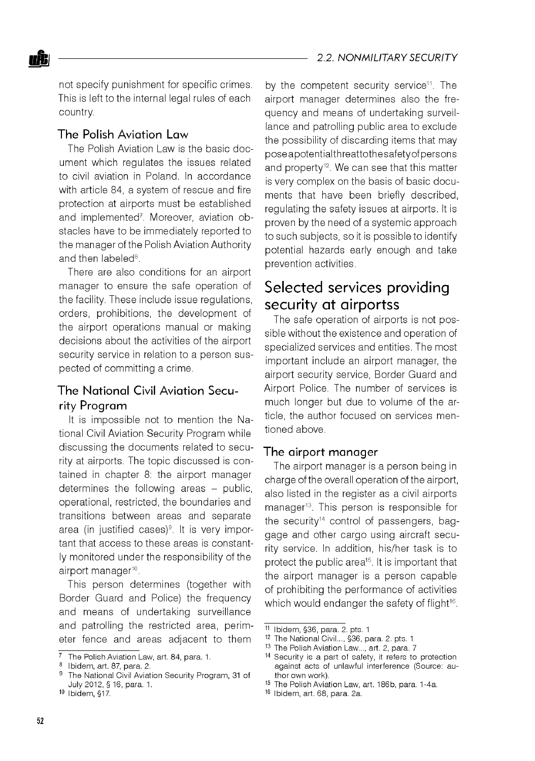not specify punishment for specific crimes. This is left to the internal legal rules of each country.

### The Polish Aviation Law

The Polish Aviation Law is the basic document which regulates the issues related to civil aviation in Poland. In accordance with article 84, a system of rescue and fire protection at airports must be established and implemented[7]. Moreover, aviation obstacles have to be immediately reported to the manager of the Polish Aviation Authority and then labeled[8].

There are also conditions for an airport manager to ensure the safe operation of the facility. These include issue regulations, orders, prohibitions, the development of the airport operations manual or making decisions about the activities of the airport security service in relation to a person suspected of committing a crime.

### The National Civil Aviation Security Program

It is impossible not to mention the National Civil Aviation Security Program while discussing the documents related to security at airports. The topic discussed is contained in chapter 8: the airport manager determines the following areas – public, operational, restricted, the boundaries and transitions between areas and separate area (in justified cases)[9]. It is very important that access to these areas is constantly monitored under the responsibility of the airport manager[10].

This person determines (together with Border Guard and Police) the frequency and means of undertaking surveillance and patrolling the restricted area, perimeter fence and areas adjacent to them by the competent security service[11]. The airport manager determines also the frequency and means of undertaking surveillance and patrolling public area to exclude the possibility of discarding items that may pose a potential threat to the safety of persons and property[12]. We can see that this matter is very complex on the basis of basic documents that have been briefly described, regulating the safety issues at airports. It is proven by the need of a systemic approach to such subjects, so it is possible to identify potential hazards early enough and take prevention activities.

## Selected services providing security at airportss

The safe operation of airports is not possible without the existence and operation of specialized services and entities. The most important include an airport manager, the airport security service, Border Guard and Airport Police. The number of services is much longer but due to volume of the article, the author focused on services mentioned above.

### The airport manager

The airport manager is a person being in charge of the overall operation of the airport, also listed in the register as a civil airports manager[13]. This person is responsible for the security[14] control of passengers, baggage and other cargo using aircraft security service. In addition, his/her task is to protect the public area[15]. It is important that the airport manager is a person capable of prohibiting the performance of activities which would endanger the safety of flight[16].

---

7 The Polish Aviation Law, art. 84, para. 1.

8 Ibidem, art. 87, para. 2.

9 The National Civil Aviation Security Program, 31 of July 2012, § 16, para. 1.

10 Ibidem, §17.

11 Ibidem, §36, para. 2. pts. 1

12 The National Civil..., §36, para. 2. pts. 1

13 The Polish Aviation Law..., art. 2, para. 7

14 Security is a part of safety, it refers to protection against acts of unlawful interference (Source: author own work).

15 The Polish Aviation Law, art. 186b, para. 1-4a.

16 Ibidem, art. 68, para. 2a.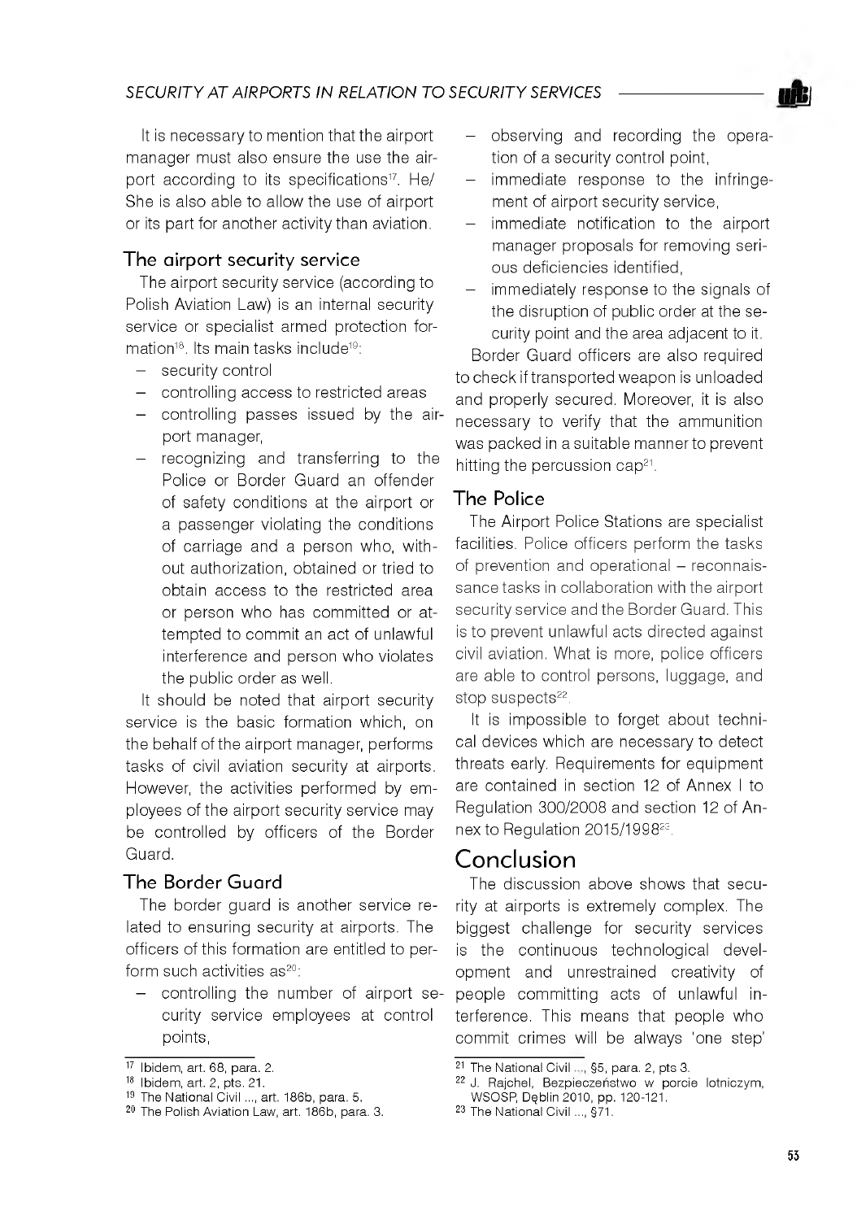It is necessary to mention that the airport manager must also ensure the use the airport according to its specifications[17]. He/She is also able to allow the use of airport or its part for another activity than aviation.

### The airport security service

The airport security service (according to Polish Aviation Law) is an internal security service or specialist armed protection formation[18]. Its main tasks include[19]:

- security control
- controlling access to restricted areas
- controlling passes issued by the airport manager,
- recognizing and transferring to the Police or Border Guard an offender of safety conditions at the airport or a passenger violating the conditions of carriage and a person who, without authorization, obtained or tried to obtain access to the restricted area or person who has committed or attempted to commit an act of unlawful interference and person who violates the public order as well.

It should be noted that airport security service is the basic formation which, on the behalf of the airport manager, performs tasks of civil aviation security at airports. However, the activities performed by employees of the airport security service may be controlled by officers of the Border Guard.

### The Border Guard

The border guard is another service related to ensuring security at airports. The officers of this formation are entitled to perform such activities as[20]:

- controlling the number of airport security service employees at control points,
- observing and recording the operation of a security control point,
- immediate response to the infringement of airport security service,
- immediate notification to the airport manager proposals for removing serious deficiencies identified,
- immediately response to the signals of the disruption of public order at the security point and the area adjacent to it.

Border Guard officers are also required to check if transported weapon is unloaded and properly secured. Moreover, it is also necessary to verify that the ammunition was packed in a suitable manner to prevent hitting the percussion cap[21].

### The Police

The Airport Police Stations are specialist facilities. Police officers perform the tasks of prevention and operational – reconnaissance tasks in collaboration with the airport security service and the Border Guard. This is to prevent unlawful acts directed against civil aviation. What is more, police officers are able to control persons, luggage, and stop suspects[22].

It is impossible to forget about technical devices which are necessary to detect threats early. Requirements for equipment are contained in section 12 of Annex I to Regulation 300/2008 and section 12 of Annex to Regulation 2015/1998[23].

## Conclusion

The discussion above shows that security at airports is extremely complex. The biggest challenge for security services is the continuous technological development and unrestrained creativity of people committing acts of unlawful interference. This means that people who commit crimes will be always 'one step'

---

[17] Ibidem, art. 68, para. 2.

[18] Ibidem, art. 2, pts. 21.

[19] The National Civil ..., art. 186b, para. 5.

[20] The Polish Aviation Law, art. 186b, para. 3.

[21] The National Civil ..., §5, para. 2, pts 3.

[22] J. Rajchel, Bezpieczeństwo w porcie lotniczym, WSOSP, Dęblin 2010, pp. 120-121.

[23] The National Civil ..., §71.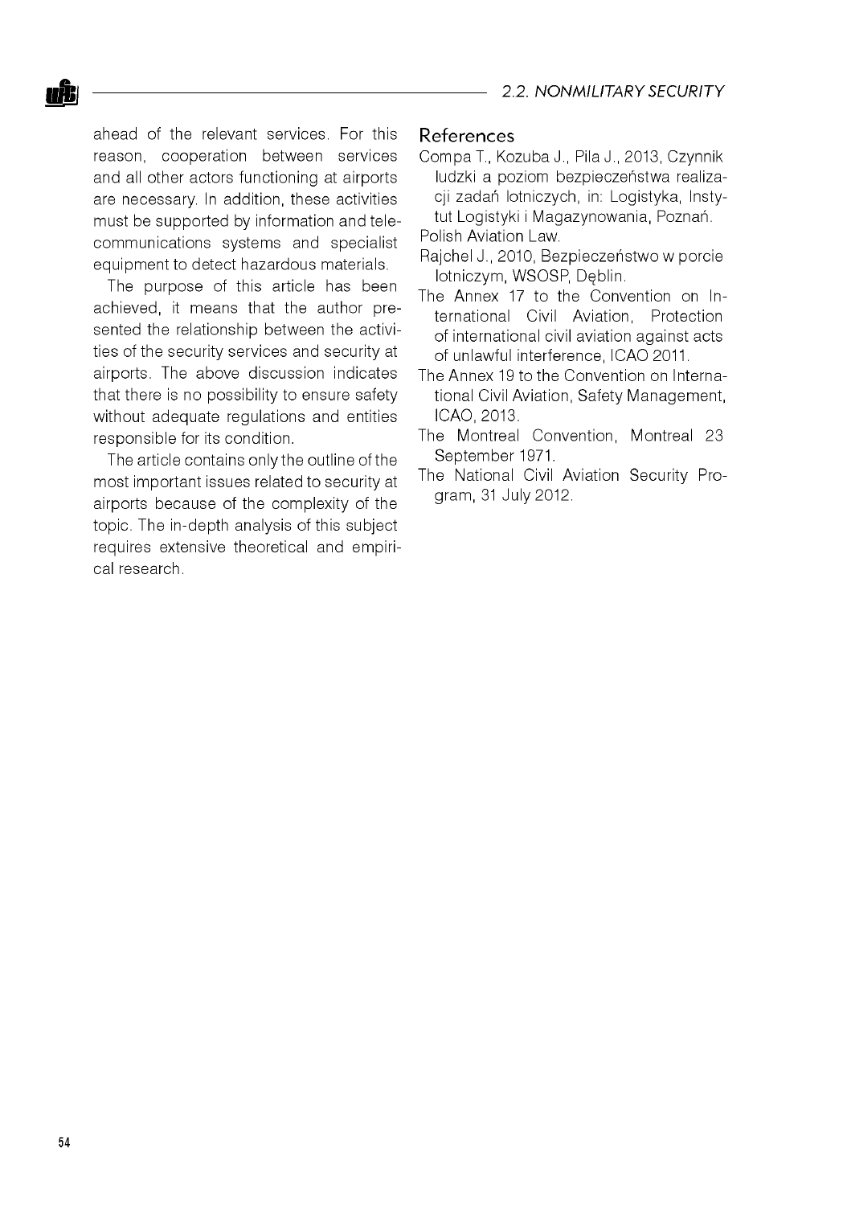ahead of the relevant services. For this reason, cooperation between services and all other actors functioning at airports are necessary. In addition, these activities must be supported by information and telecommunications systems and specialist equipment to detect hazardous materials.

The purpose of this article has been achieved, it means that the author presented the relationship between the activities of the security services and security at airports. The above discussion indicates that there is no possibility to ensure safety without adequate regulations and entities responsible for its condition.

The article contains only the outline of the most important issues related to security at airports because of the complexity of the topic. The in-depth analysis of this subject requires extensive theoretical and empirical research.

## References

Compa T., Kozuba J., Pila J., 2013, Czynnik ludzki a poziom bezpieczeństwa realizacji zadań lotniczych, in: Logistyka, Instytut Logistyki i Magazynowania, Poznań.

Polish Aviation Law.

Rajchel J., 2010, Bezpieczeństwo w porcie lotniczym, WSOSP, Dęblin.

The Annex 17 to the Convention on International Civil Aviation, Protection of international civil aviation against acts of unlawful interference, ICAO 2011.

The Annex 19 to the Convention on International Civil Aviation, Safety Management, ICAO, 2013.

The Montreal Convention, Montreal 23 September 1971.

The National Civil Aviation Security Program, 31 July 2012.